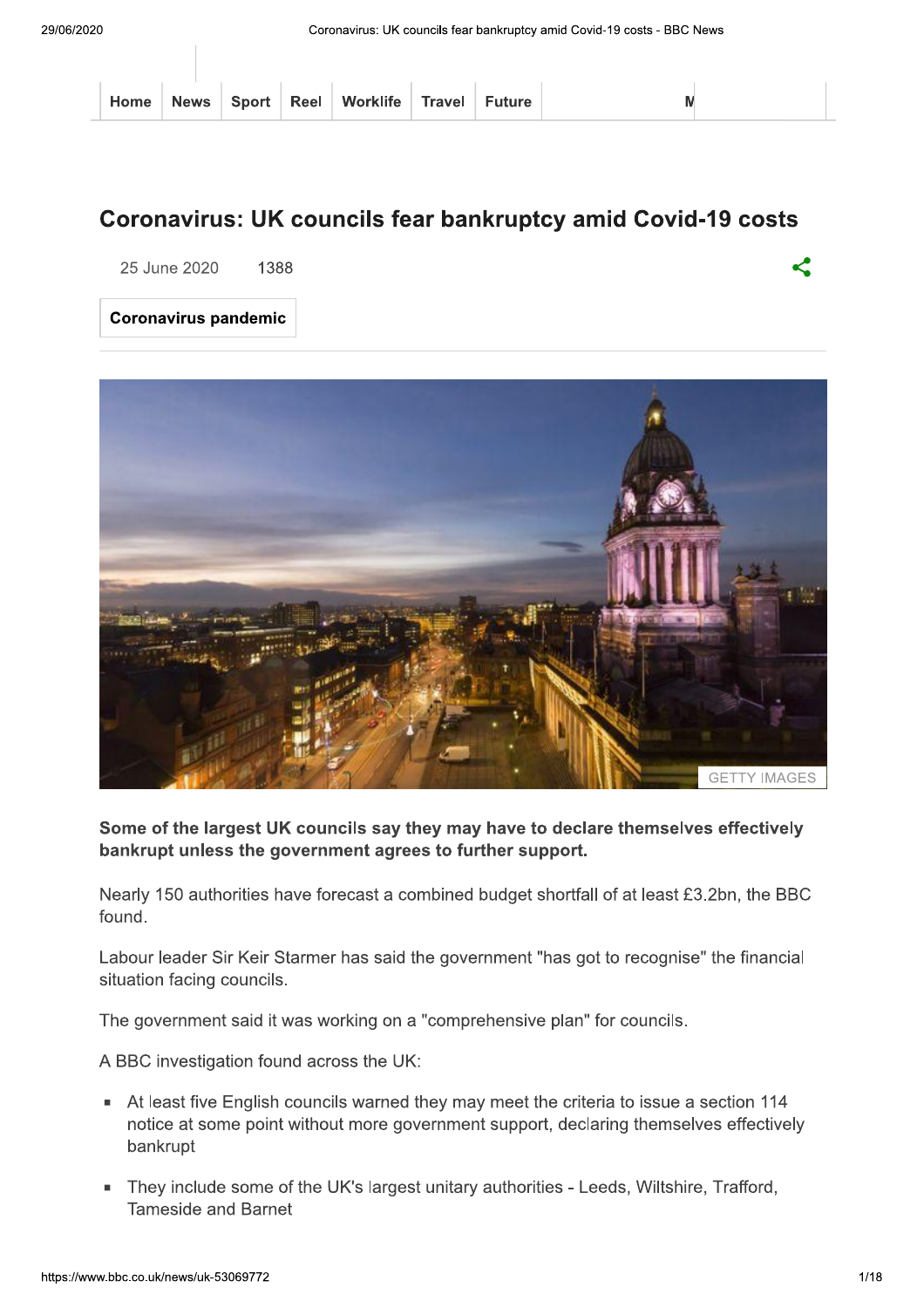Home | News | Sport | Reel | Worklife | Travel | Future

# Coronavirus: UK councils fear bankruptcy amid Covid-19 costs

25 June 2020 1388

Coronavirus pandemic

GETTY IMAGES

**Some of the largest UK councils say they may have to declare themselves effectively bankrupt unless the government agrees to further support.**

Nearly 150 authorities have forecast a combined budget shortfall of at least £3.2bn, the BBC found.

Labour leader Sir Keir Starmer has said the government "has got to recognise" the financial situation facing councils.

The government said it was working on a "comprehensive plan" for councils.

A BBC investigation found across the UK:

- At least five English councils warned they may meet the criteria to issue a section 114 notice at some point without more government support, declaring themselves effectively bankrupt
- They include some of the UK's largest unitary authorities - Leeds, Wiltshire, Trafford, Tameside and Barnet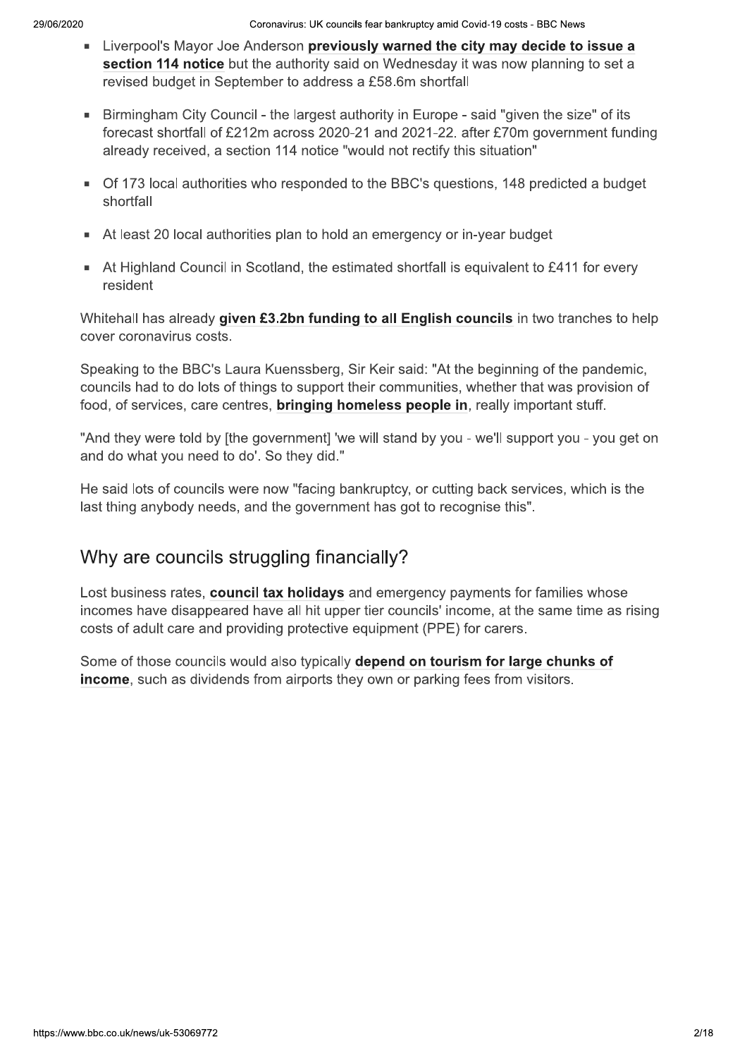- Liverpool's Mayor Joe Anderson **previously warned the city may decide to issue a section 114 notice** but the authority said on Wednesday it was now planning to set a revised budget in September to address a £58.6m shortfall

- Birmingham City Council - the largest authority in Europe - said "given the size" of its forecast shortfall of £212m across 2020-21 and 2021-22. after £70m government funding already received, a section 114 notice "would not rectify this situation"

- Of 173 local authorities who responded to the BBC's questions, 148 predicted a budget shortfall

- At least 20 local authorities plan to hold an emergency or in-year budget

- At Highland Council in Scotland, the estimated shortfall is equivalent to £411 for every resident

Whitehall has already **given £3.2bn funding to all English councils** in two tranches to help cover coronavirus costs.

Speaking to the BBC's Laura Kuenssberg, Sir Keir said: "At the beginning of the pandemic, councils had to do lots of things to support their communities, whether that was provision of food, of services, care centres, **bringing homeless people in**, really important stuff.

"And they were told by [the government] 'we will stand by you - we'll support you - you get on and do what you need to do'. So they did."

He said lots of councils were now "facing bankruptcy, or cutting back services, which is the last thing anybody needs, and the government has got to recognise this".

## Why are councils struggling financially?

Lost business rates, **council tax holidays** and emergency payments for families whose incomes have disappeared have all hit upper tier councils' income, at the same time as rising costs of adult care and providing protective equipment (PPE) for carers.

Some of those councils would also typically **depend on tourism for large chunks of income**, such as dividends from airports they own or parking fees from visitors.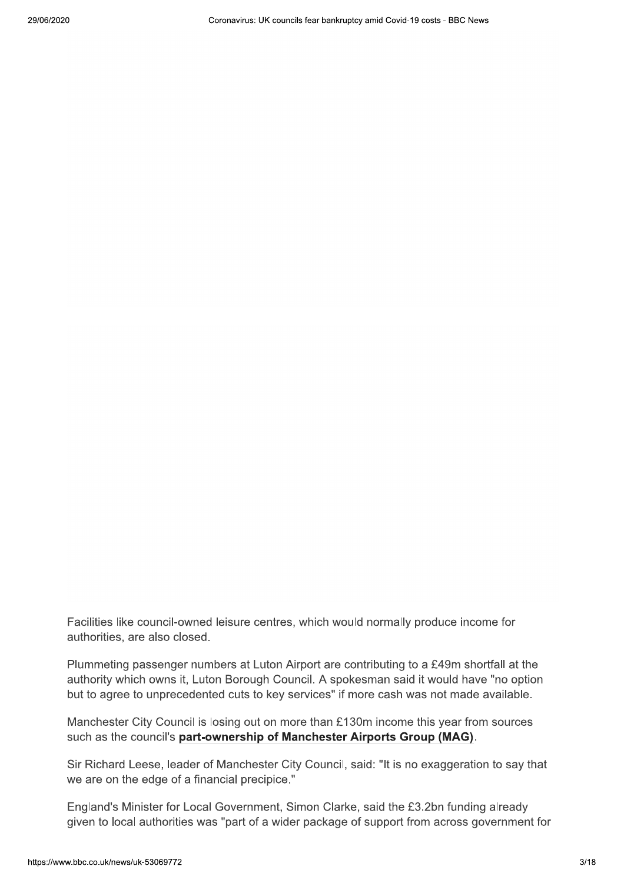Facilities like council-owned leisure centres, which would normally produce income for authorities, are also closed.

Plummeting passenger numbers at Luton Airport are contributing to a £49m shortfall at the authority which owns it, Luton Borough Council. A spokesman said it would have "no option but to agree to unprecedented cuts to key services" if more cash was not made available.

Manchester City Council is losing out on more than £130m income this year from sources such as the council's **part-ownership of Manchester Airports Group (MAG)**.

Sir Richard Leese, leader of Manchester City Council, said: "It is no exaggeration to say that we are on the edge of a financial precipice."

England's Minister for Local Government, Simon Clarke, said the £3.2bn funding already given to local authorities was "part of a wider package of support from across government for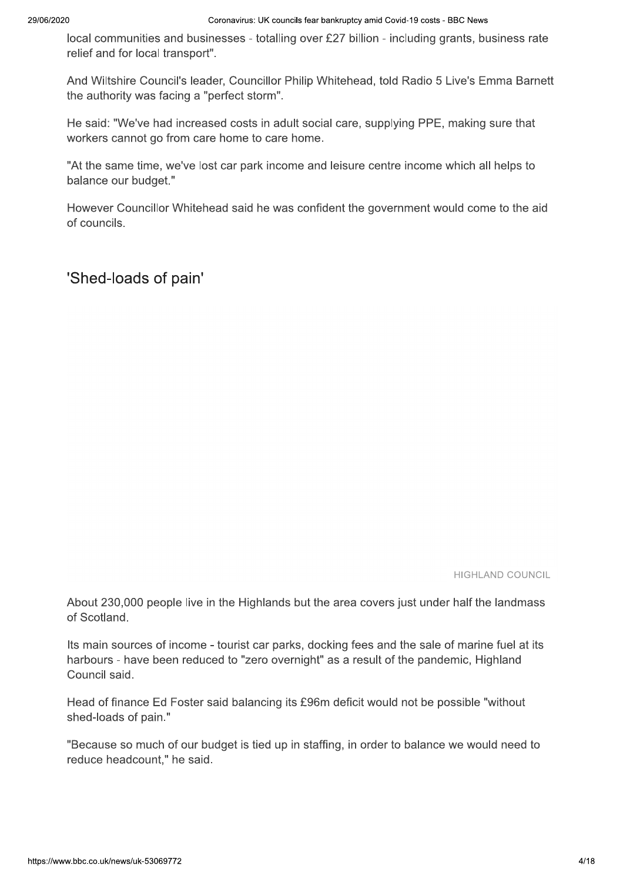local communities and businesses - totalling over £27 billion - including grants, business rate relief and for local transport".

And Wiltshire Council's leader, Councillor Philip Whitehead, told Radio 5 Live's Emma Barnett the authority was facing a "perfect storm".

He said: "We've had increased costs in adult social care, supplying PPE, making sure that workers cannot go from care home to care home.

"At the same time, we've lost car park income and leisure centre income which all helps to balance our budget."

However Councillor Whitehead said he was confident the government would come to the aid of councils.

## 'Shed-loads of pain'

HIGHLAND COUNCIL

About 230,000 people live in the Highlands but the area covers just under half the landmass of Scotland.

Its main sources of income - tourist car parks, docking fees and the sale of marine fuel at its harbours - have been reduced to "zero overnight" as a result of the pandemic, Highland Council said.

Head of finance Ed Foster said balancing its £96m deficit would not be possible "without shed-loads of pain."

"Because so much of our budget is tied up in staffing, in order to balance we would need to reduce headcount," he said.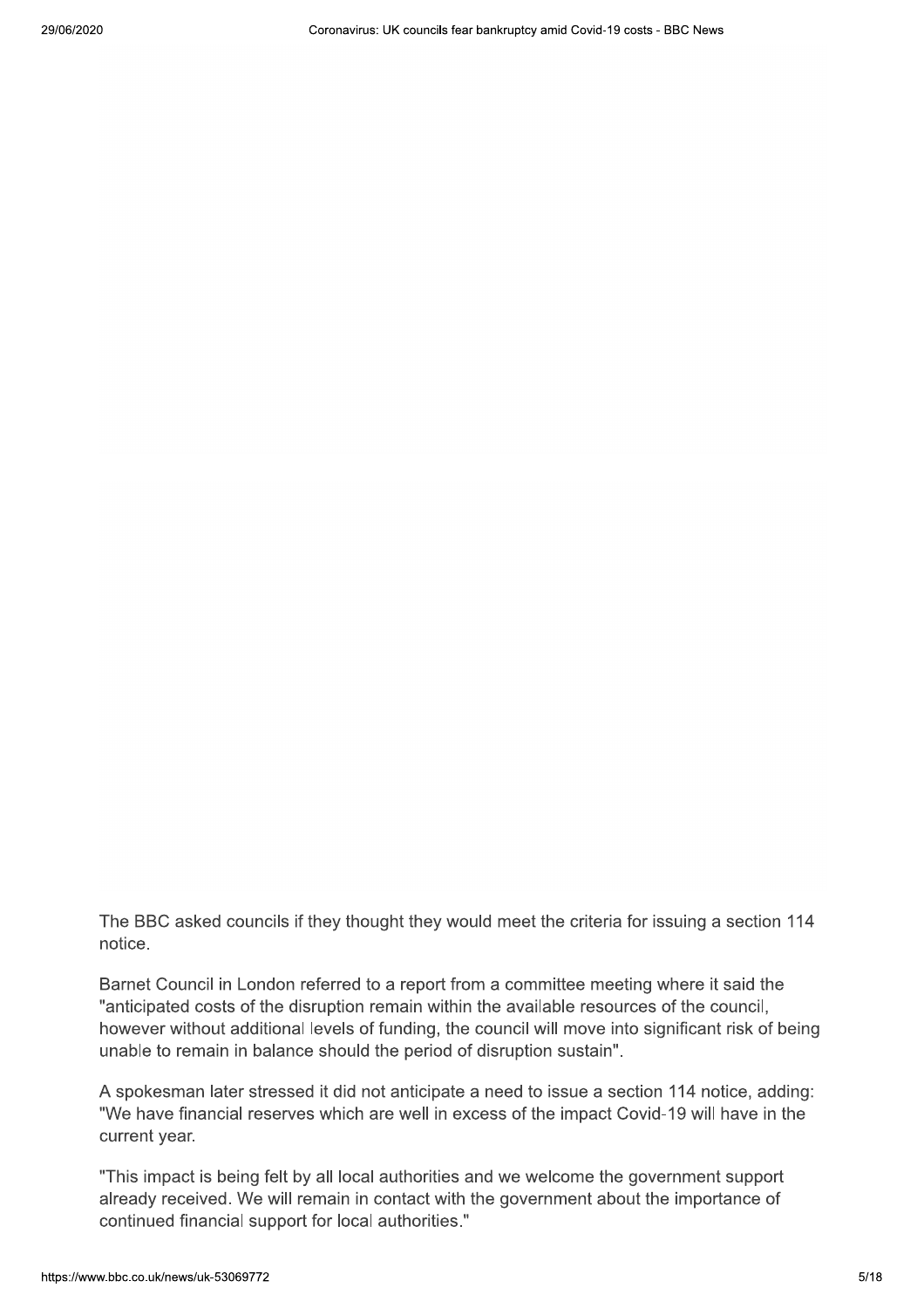The BBC asked councils if they thought they would meet the criteria for issuing a section 114 notice.

Barnet Council in London referred to a report from a committee meeting where it said the "anticipated costs of the disruption remain within the available resources of the council, however without additional levels of funding, the council will move into significant risk of being unable to remain in balance should the period of disruption sustain".

A spokesman later stressed it did not anticipate a need to issue a section 114 notice, adding: "We have financial reserves which are well in excess of the impact Covid-19 will have in the current year.

"This impact is being felt by all local authorities and we welcome the government support already received. We will remain in contact with the government about the importance of continued financial support for local authorities."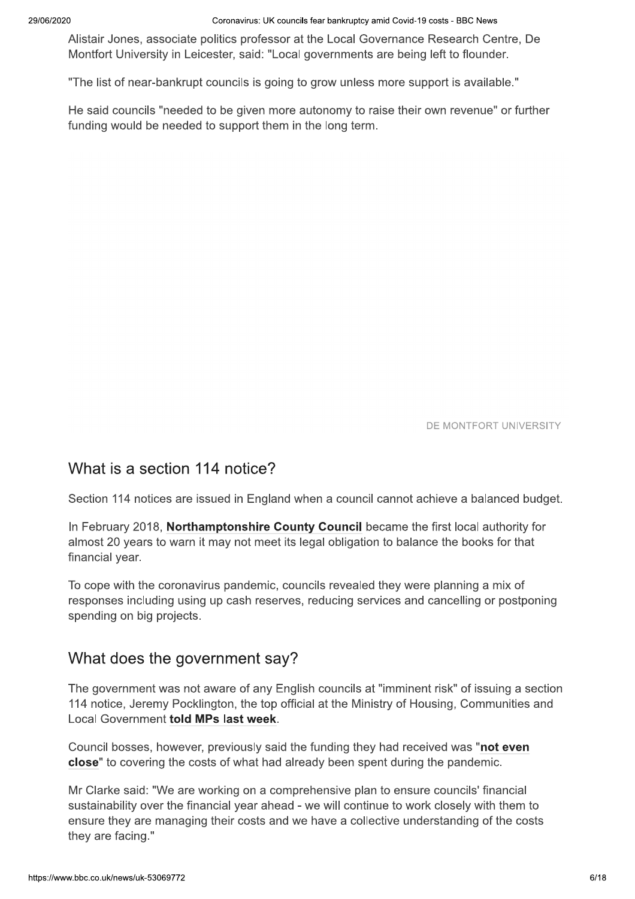Alistair Jones, associate politics professor at the Local Governance Research Centre, De Montfort University in Leicester, said: "Local governments are being left to flounder.

"The list of near-bankrupt councils is going to grow unless more support is available."

He said councils "needed to be given more autonomy to raise their own revenue" or further funding would be needed to support them in the long term.

DE MONTFORT UNIVERSITY

## What is a section 114 notice?

Section 114 notices are issued in England when a council cannot achieve a balanced budget.

In February 2018, **Northamptonshire County Council** became the first local authority for almost 20 years to warn it may not meet its legal obligation to balance the books for that financial year.

To cope with the coronavirus pandemic, councils revealed they were planning a mix of responses including using up cash reserves, reducing services and cancelling or postponing spending on big projects.

## What does the government say?

The government was not aware of any English councils at "imminent risk" of issuing a section 114 notice, Jeremy Pocklington, the top official at the Ministry of Housing, Communities and Local Government **told MPs last week**.

Council bosses, however, previously said the funding they had received was "**not even close**" to covering the costs of what had already been spent during the pandemic.

Mr Clarke said: "We are working on a comprehensive plan to ensure councils' financial sustainability over the financial year ahead - we will continue to work closely with them to ensure they are managing their costs and we have a collective understanding of the costs they are facing."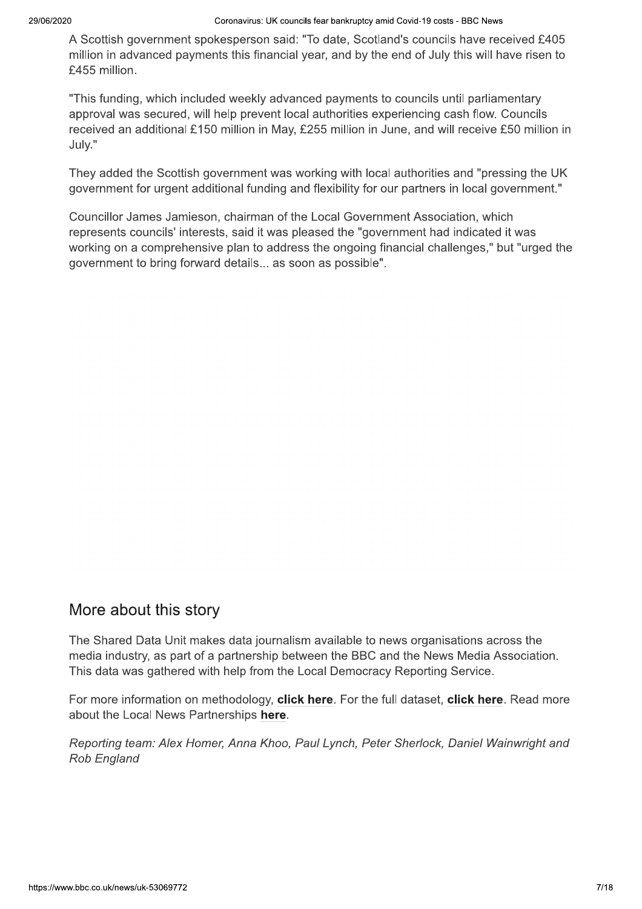A Scottish government spokesperson said: "To date, Scotland's councils have received £405 million in advanced payments this financial year, and by the end of July this will have risen to £455 million.

"This funding, which included weekly advanced payments to councils until parliamentary approval was secured, will help prevent local authorities experiencing cash flow. Councils received an additional £150 million in May, £255 million in June, and will receive £50 million in July."

They added the Scottish government was working with local authorities and "pressing the UK government for urgent additional funding and flexibility for our partners in local government."

Councillor James Jamieson, chairman of the Local Government Association, which represents councils' interests, said it was pleased the "government had indicated it was working on a comprehensive plan to address the ongoing financial challenges," but "urged the government to bring forward details... as soon as possible".

## More about this story

The Shared Data Unit makes data journalism available to news organisations across the media industry, as part of a partnership between the BBC and the News Media Association. This data was gathered with help from the Local Democracy Reporting Service.

For more information on methodology, **click here**. For the full dataset, **click here**. Read more about the Local News Partnerships **here**.

*Reporting team: Alex Homer, Anna Khoo, Paul Lynch, Peter Sherlock, Daniel Wainwright and Rob England*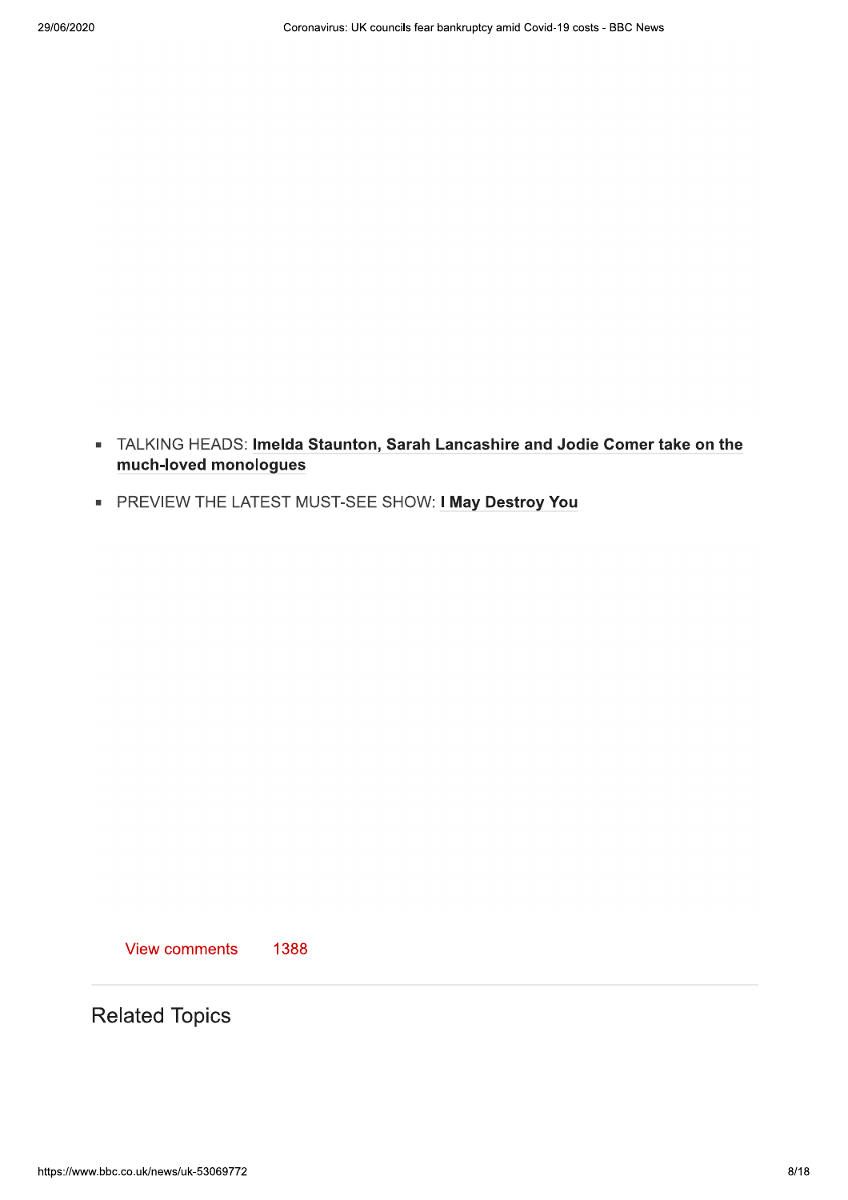- TALKING HEADS: **Imelda Staunton, Sarah Lancashire and Jodie Comer take on the much-loved monologues**
- PREVIEW THE LATEST MUST-SEE SHOW: **I May Destroy You**

View comments 1388

## Related Topics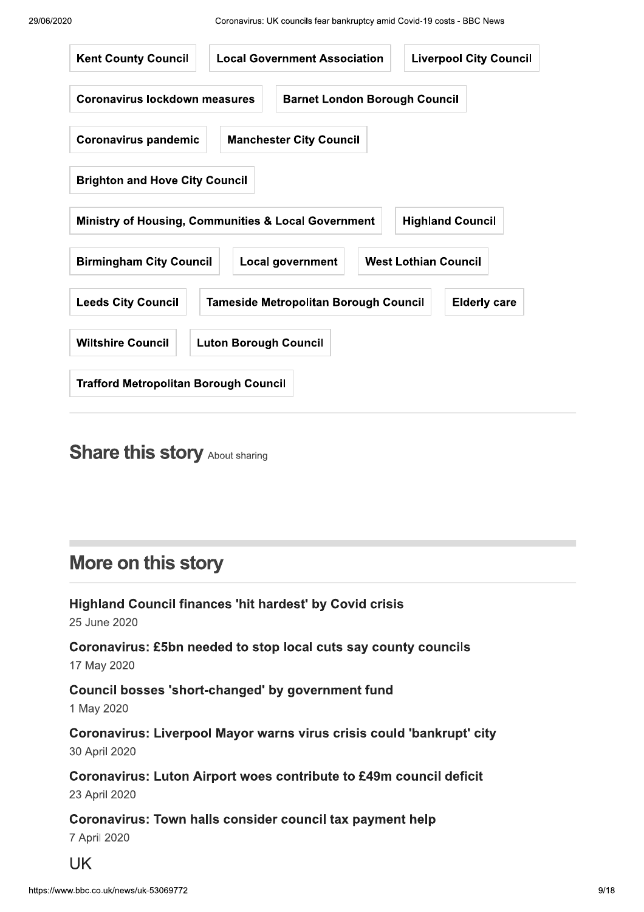Kent County Council | Local Government Association | Liverpool City Council | Coronavirus lockdown measures | Barnet London Borough Council | Coronavirus pandemic | Manchester City Council | Brighton and Hove City Council | Ministry of Housing, Communities & Local Government | Highland Council | Birmingham City Council | Local government | West Lothian Council | Leeds City Council | Tameside Metropolitan Borough Council | Elderly care | Wiltshire Council | Luton Borough Council | Trafford Metropolitan Borough Council

## Share this story About sharing

## More on this story

**Highland Council finances 'hit hardest' by Covid crisis**
25 June 2020

**Coronavirus: £5bn needed to stop local cuts say county councils**
17 May 2020

**Council bosses 'short-changed' by government fund**
1 May 2020

**Coronavirus: Liverpool Mayor warns virus crisis could 'bankrupt' city**
30 April 2020

**Coronavirus: Luton Airport woes contribute to £49m council deficit**
23 April 2020

**Coronavirus: Town halls consider council tax payment help**
7 April 2020

UK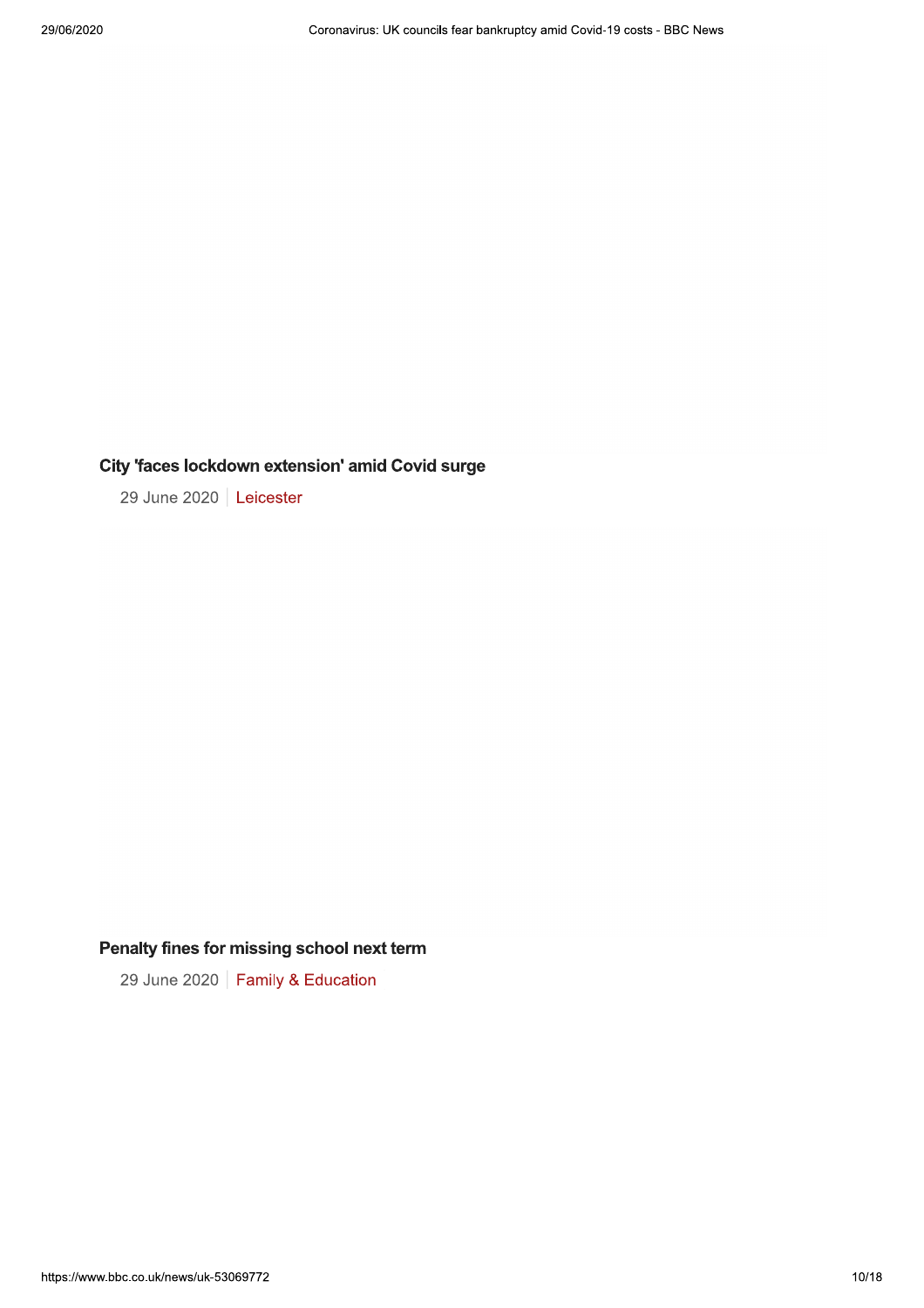### City 'faces lockdown extension' amid Covid surge

29 June 2020 | Leicester

### Penalty fines for missing school next term

29 June 2020 | Family & Education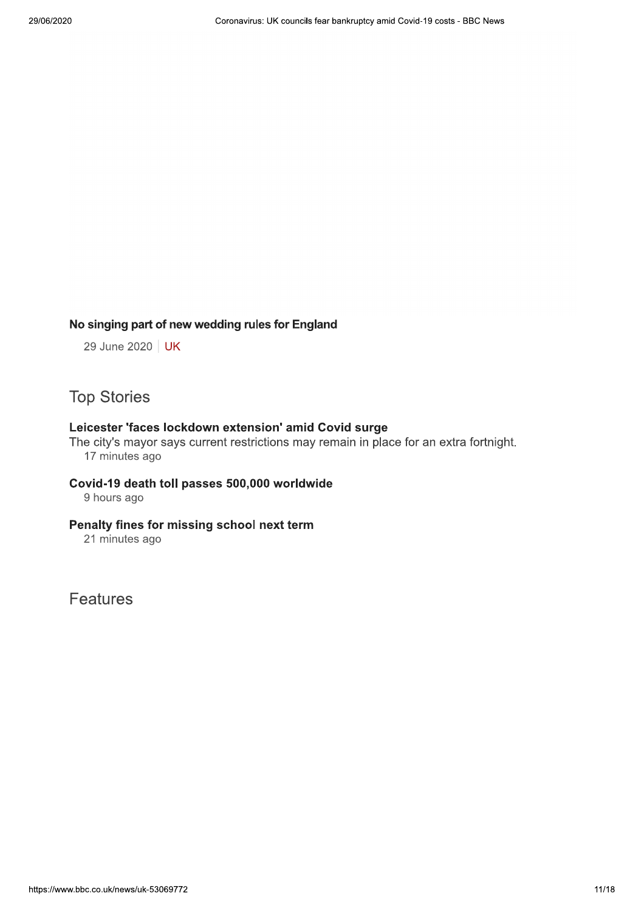**No singing part of new wedding rules for England**

29 June 2020 | UK

## Top Stories

**Leicester 'faces lockdown extension' amid Covid surge**

The city's mayor says current restrictions may remain in place for an extra fortnight.

17 minutes ago

**Covid-19 death toll passes 500,000 worldwide**

9 hours ago

**Penalty fines for missing school next term**

21 minutes ago

## Features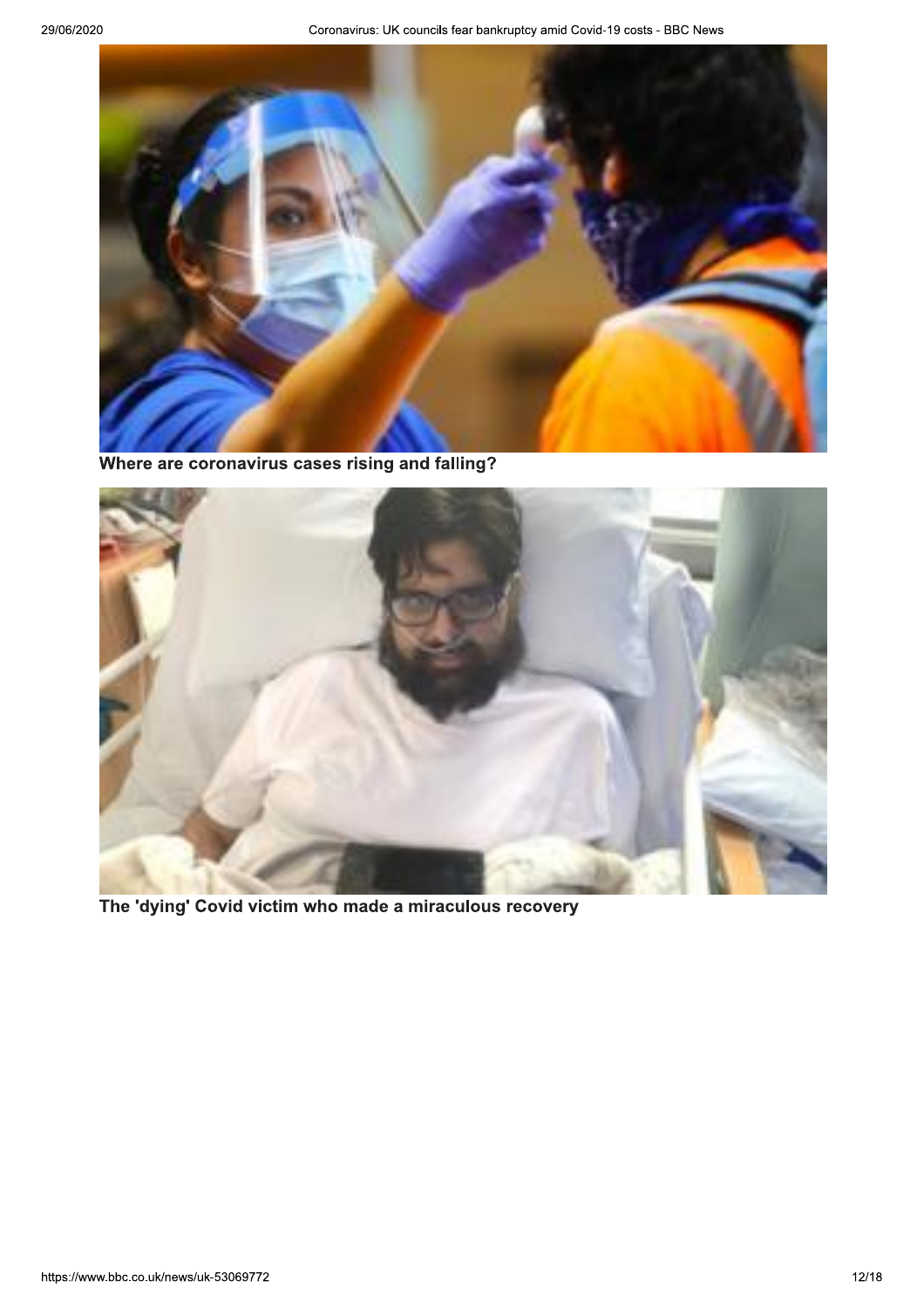**Where are coronavirus cases rising and falling?**

**The 'dying' Covid victim who made a miraculous recovery**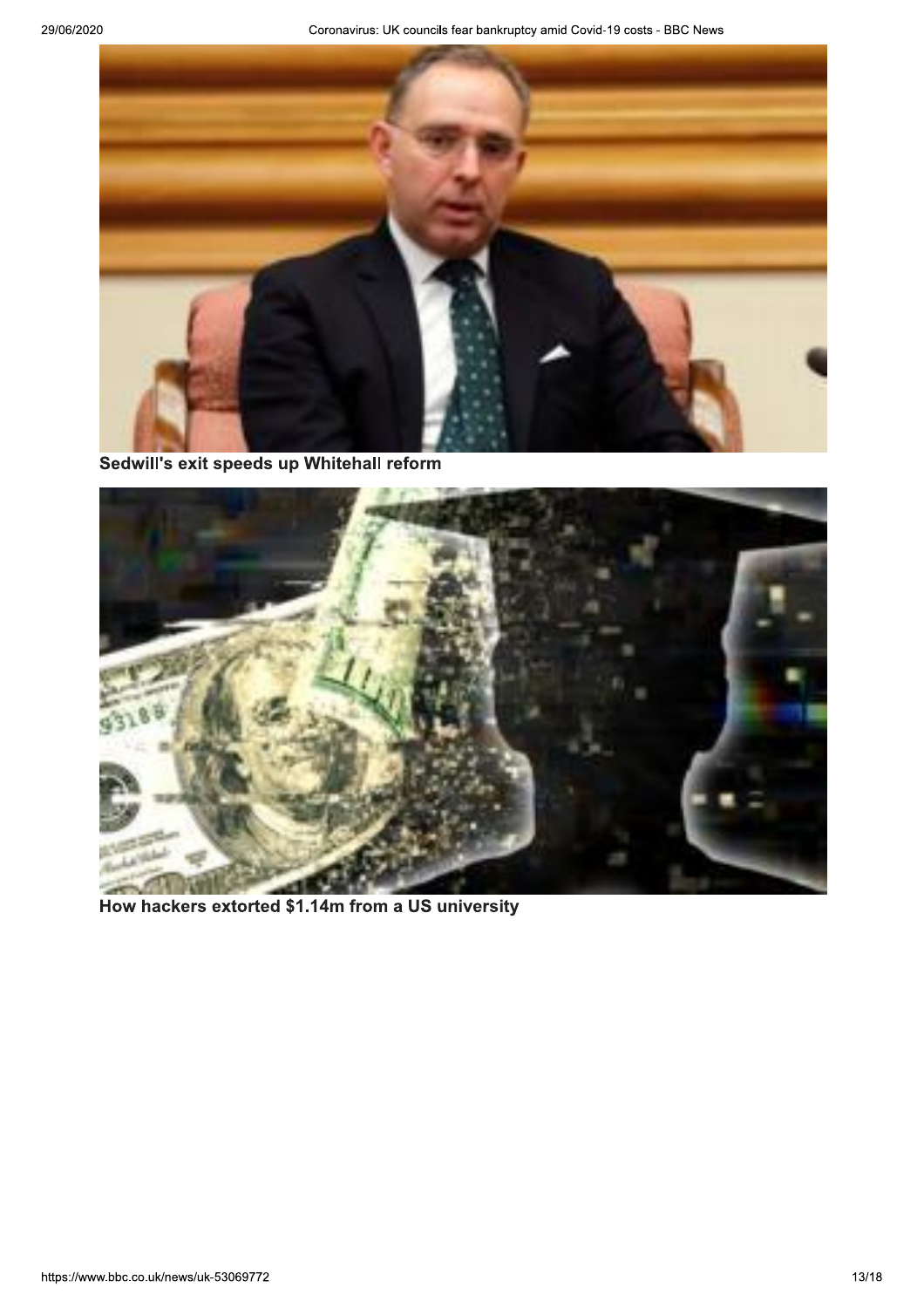**Sedwill's exit speeds up Whitehall reform**

**How hackers extorted $1.14m from a US university**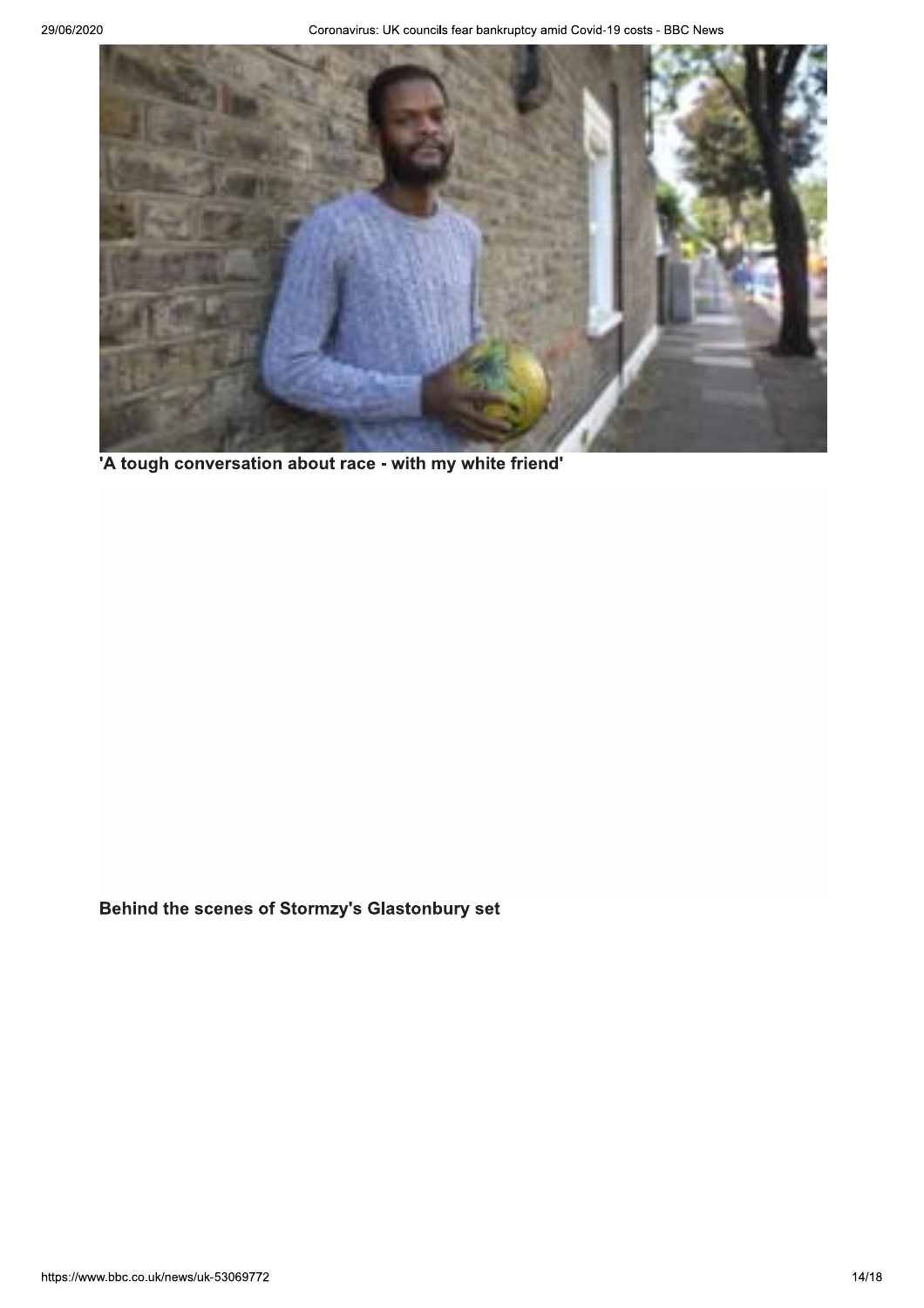'A tough conversation about race - with my white friend'

Behind the scenes of Stormzy's Glastonbury set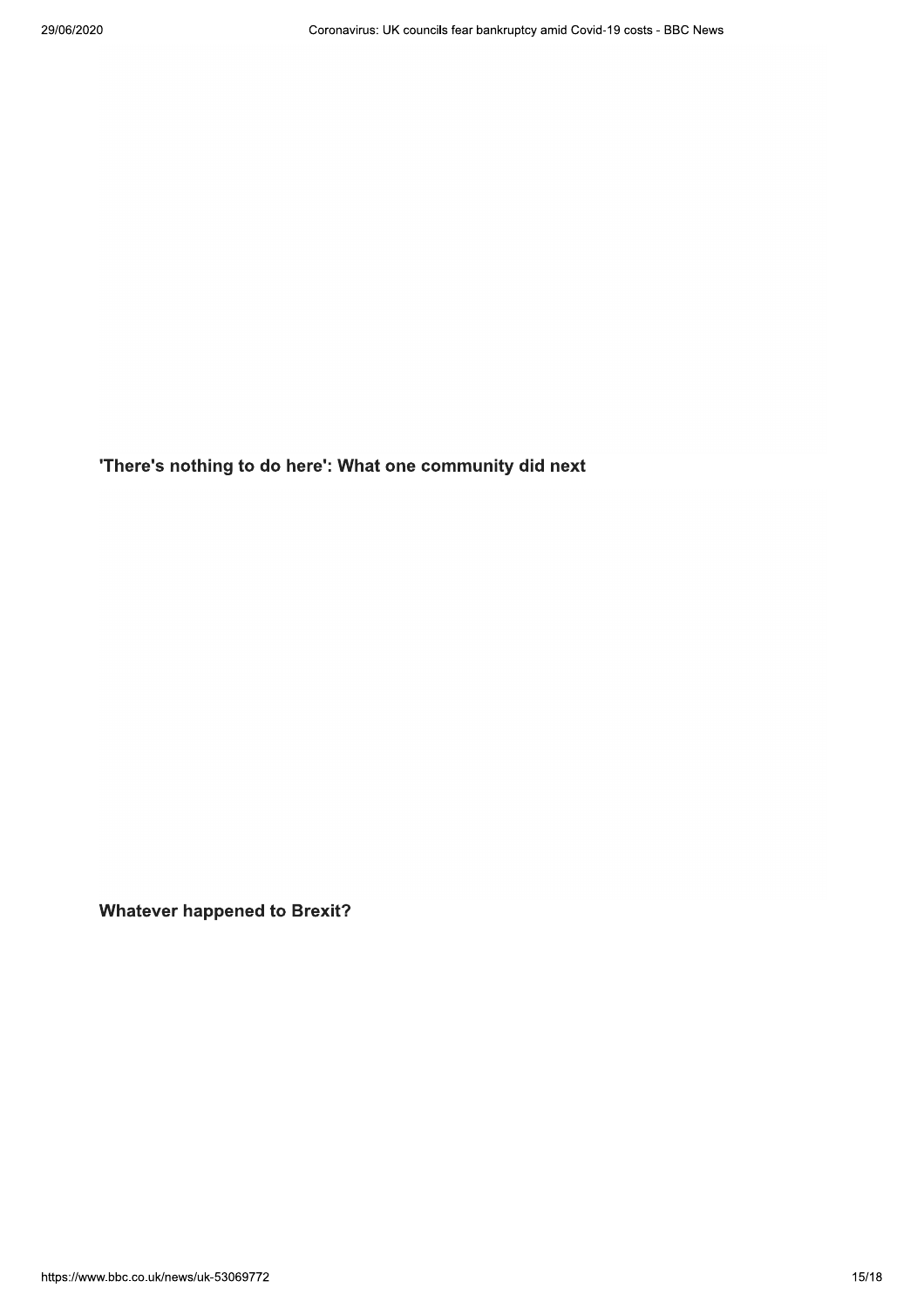### 'There's nothing to do here': What one community did next

### Whatever happened to Brexit?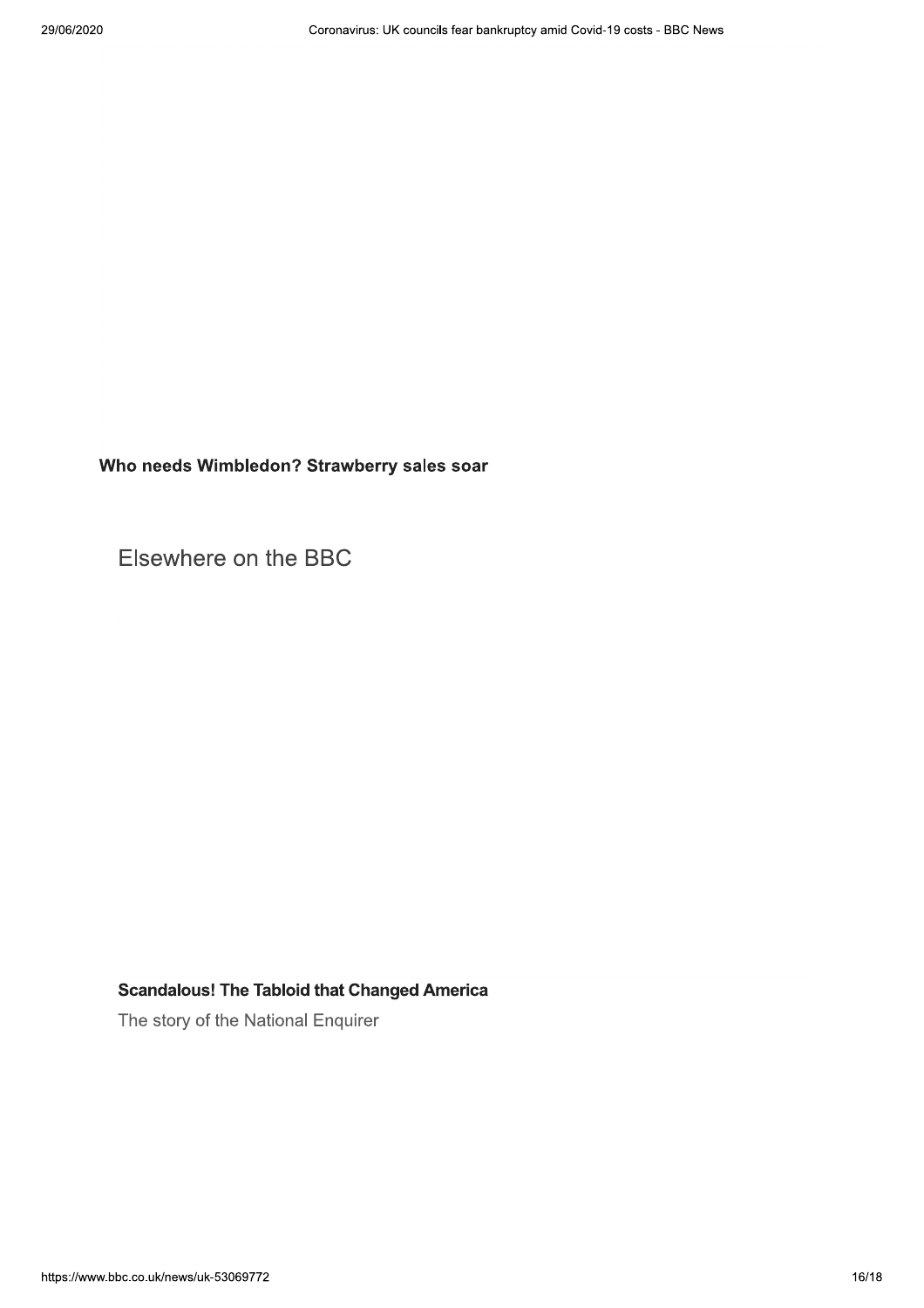**Who needs Wimbledon? Strawberry sales soar**

## Elsewhere on the BBC

**Scandalous! The Tabloid that Changed America**

The story of the National Enquirer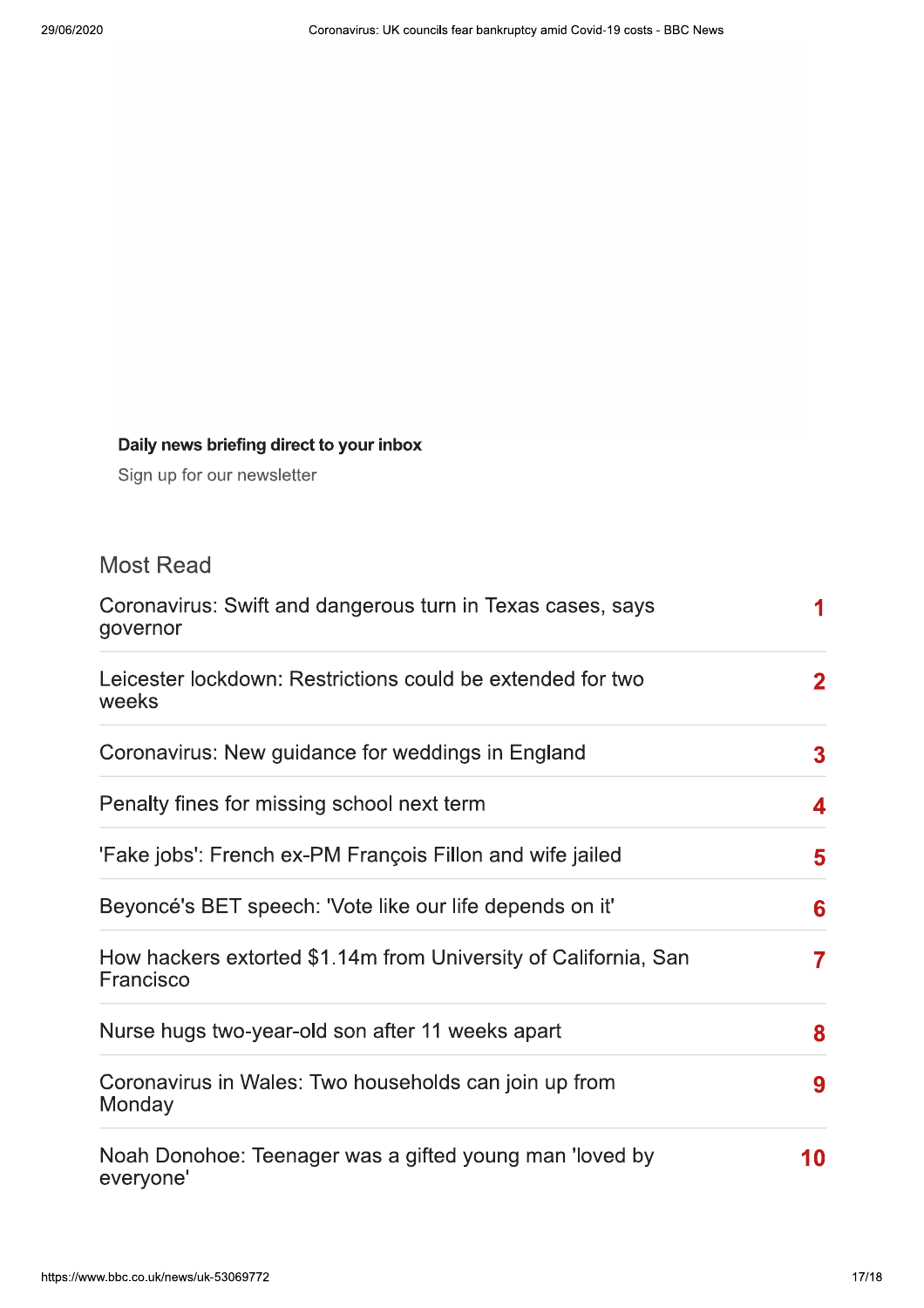**Daily news briefing direct to your inbox**

Sign up for our newsletter

## Most Read

1. Coronavirus: Swift and dangerous turn in Texas cases, says governor
2. Leicester lockdown: Restrictions could be extended for two weeks
3. Coronavirus: New guidance for weddings in England
4. Penalty fines for missing school next term
5. 'Fake jobs': French ex-PM François Fillon and wife jailed
6. Beyoncé's BET speech: 'Vote like our life depends on it'
7. How hackers extorted $1.14m from University of California, San Francisco
8. Nurse hugs two-year-old son after 11 weeks apart
9. Coronavirus in Wales: Two households can join up from Monday
10. Noah Donohoe: Teenager was a gifted young man 'loved by everyone'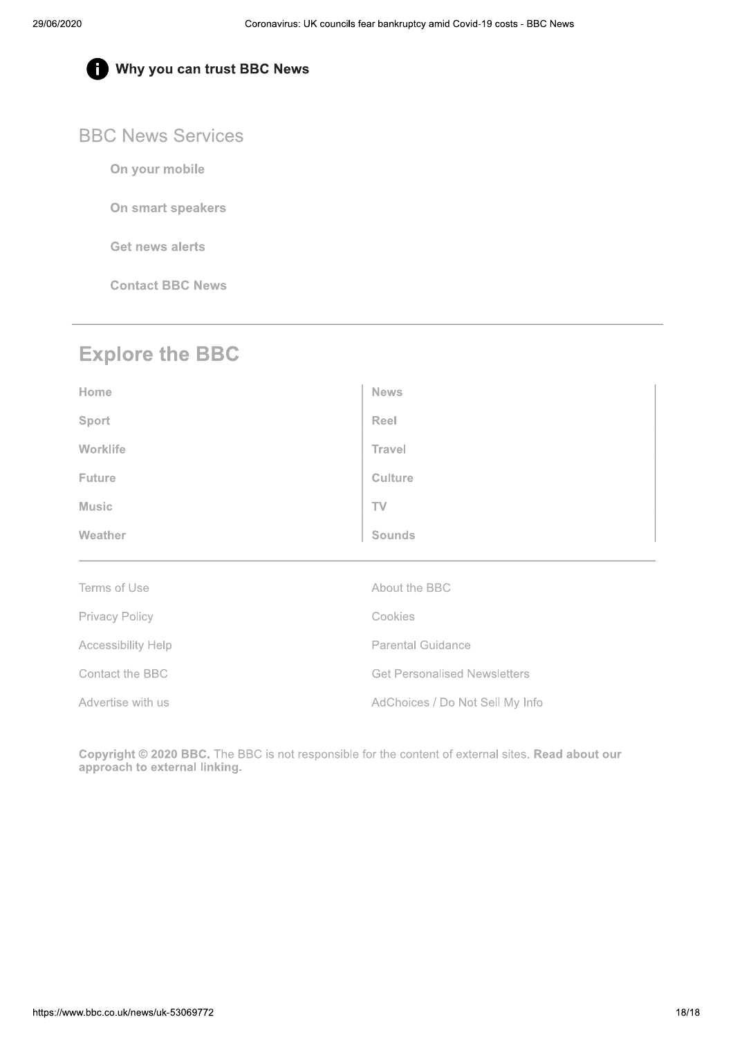**Why you can trust BBC News**

## BBC News Services

**On your mobile**

**On smart speakers**

**Get news alerts**

**Contact BBC News**

# Explore the BBC

**Home**

**News**

**Sport**

**Reel**

**Worklife**

**Travel**

**Future**

**Culture**

**Music**

**TV**

**Weather**

**Sounds**

Terms of Use

About the BBC

Privacy Policy

Cookies

Accessibility Help

Parental Guidance

Contact the BBC

Get Personalised Newsletters

Advertise with us

AdChoices / Do Not Sell My Info

**Copyright © 2020 BBC.** The BBC is not responsible for the content of external sites. **Read about our approach to external linking.**